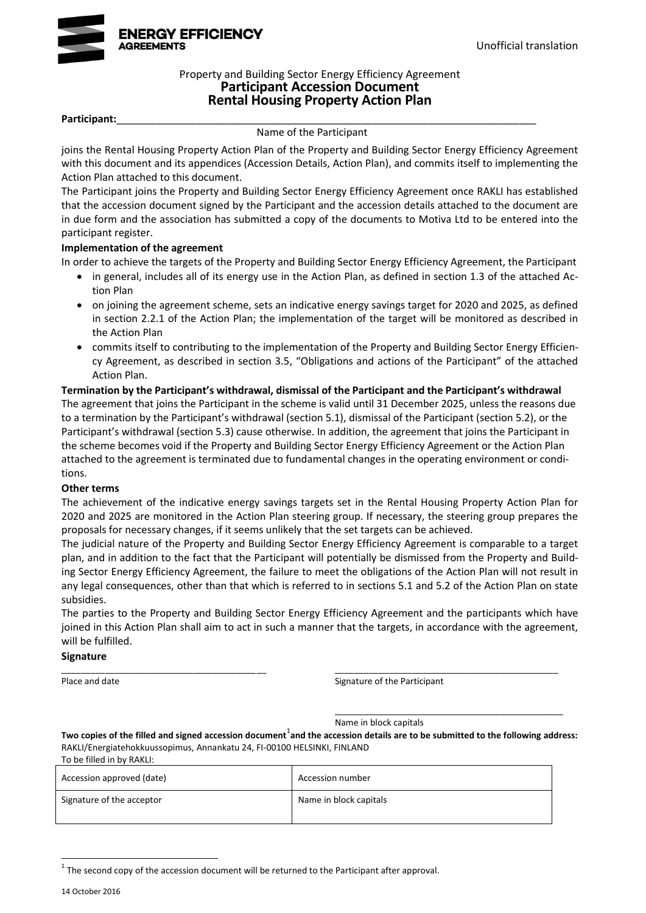ENERGY EFFICIENCY AGREEMENTS

Unofficial translation

Property and Building Sector Energy Efficiency Agreement
# Participant Accession Document
# Rental Housing Property Action Plan

**Participant:**___________________________________________________________________________

Name of the Participant

joins the Rental Housing Property Action Plan of the Property and Building Sector Energy Efficiency Agreement with this document and its appendices (Accession Details, Action Plan), and commits itself to implementing the Action Plan attached to this document.

The Participant joins the Property and Building Sector Energy Efficiency Agreement once RAKLI has established that the accession document signed by the Participant and the accession details attached to the document are in due form and the association has submitted a copy of the documents to Motiva Ltd to be entered into the participant register.

**Implementation of the agreement**

In order to achieve the targets of the Property and Building Sector Energy Efficiency Agreement, the Participant

- in general, includes all of its energy use in the Action Plan, as defined in section 1.3 of the attached Action Plan
- on joining the agreement scheme, sets an indicative energy savings target for 2020 and 2025, as defined in section 2.2.1 of the Action Plan; the implementation of the target will be monitored as described in the Action Plan
- commits itself to contributing to the implementation of the Property and Building Sector Energy Efficiency Agreement, as described in section 3.5, "Obligations and actions of the Participant" of the attached Action Plan.

**Termination by the Participant's withdrawal, dismissal of the Participant and the Participant's withdrawal**

The agreement that joins the Participant in the scheme is valid until 31 December 2025, unless the reasons due to a termination by the Participant's withdrawal (section 5.1), dismissal of the Participant (section 5.2), or the Participant's withdrawal (section 5.3) cause otherwise. In addition, the agreement that joins the Participant in the scheme becomes void if the Property and Building Sector Energy Efficiency Agreement or the Action Plan attached to the agreement is terminated due to fundamental changes in the operating environment or conditions.

**Other terms**

The achievement of the indicative energy savings targets set in the Rental Housing Property Action Plan for 2020 and 2025 are monitored in the Action Plan steering group. If necessary, the steering group prepares the proposals for necessary changes, if it seems unlikely that the set targets can be achieved.

The judicial nature of the Property and Building Sector Energy Efficiency Agreement is comparable to a target plan, and in addition to the fact that the Participant will potentially be dismissed from the Property and Building Sector Energy Efficiency Agreement, the failure to meet the obligations of the Action Plan will not result in any legal consequences, other than that which is referred to in sections 5.1 and 5.2 of the Action Plan on state subsidies.

The parties to the Property and Building Sector Energy Efficiency Agreement and the participants which have joined in this Action Plan shall aim to act in such a manner that the targets, in accordance with the agreement, will be fulfilled.

**Signature**

_______________________________________ &nbsp;&nbsp;&nbsp;&nbsp;&nbsp;&nbsp; _______________________________________

Place and date &nbsp;&nbsp;&nbsp;&nbsp;&nbsp;&nbsp;&nbsp;&nbsp;&nbsp;&nbsp;&nbsp;&nbsp;&nbsp;&nbsp;&nbsp;&nbsp;&nbsp;&nbsp;&nbsp;&nbsp;&nbsp;&nbsp;&nbsp;&nbsp;&nbsp;&nbsp;&nbsp; Signature of the Participant

_______________________________________

Name in block capitals

**Two copies of the filled and signed accession document[1] and the accession details are to be submitted to the following address:**
RAKLI/Energiatehokkuussopimus, Annankatu 24, FI-00100 HELSINKI, FINLAND

To be filled in by RAKLI:

| Accession approved (date) | Accession number |
|---|---|
| Signature of the acceptor | Name in block capitals |

[1] The second copy of the accession document will be returned to the Participant after approval.

14 October 2016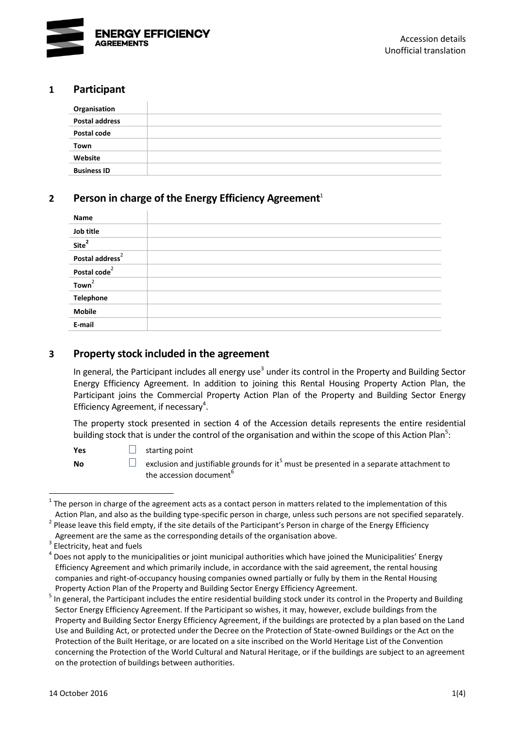## 1 Participant

| Organisation | |
|---|---|
| Postal address | |
| Postal code | |
| Town | |
| Website | |
| Business ID | |

## 2 Person in charge of the Energy Efficiency Agreement[1]

| Name | |
|---|---|
| Job title | |
| Site[2] | |
| Postal address[2] | |
| Postal code[2] | |
| Town[2] | |
| Telephone | |
| Mobile | |
| E-mail | |

## 3 Property stock included in the agreement

In general, the Participant includes all energy use[3] under its control in the Property and Building Sector Energy Efficiency Agreement. In addition to joining this Rental Housing Property Action Plan, the Participant joins the Commercial Property Action Plan of the Property and Building Sector Energy Efficiency Agreement, if necessary[4].

The property stock presented in section 4 of the Accession details represents the entire residential building stock that is under the control of the organisation and within the scope of this Action Plan[5]:

**Yes** ☐ starting point

**No** ☐ exclusion and justifiable grounds for it[5] must be presented in a separate attachment to the accession document[6]

---

[1] The person in charge of the agreement acts as a contact person in matters related to the implementation of this Action Plan, and also as the building type-specific person in charge, unless such persons are not specified separately.

[2] Please leave this field empty, if the site details of the Participant's Person in charge of the Energy Efficiency Agreement are the same as the corresponding details of the organisation above.

[3] Electricity, heat and fuels

[4] Does not apply to the municipalities or joint municipal authorities which have joined the Municipalities' Energy Efficiency Agreement and which primarily include, in accordance with the said agreement, the rental housing companies and right-of-occupancy housing companies owned partially or fully by them in the Rental Housing Property Action Plan of the Property and Building Sector Energy Efficiency Agreement.

[5] In general, the Participant includes the entire residential building stock under its control in the Property and Building Sector Energy Efficiency Agreement. If the Participant so wishes, it may, however, exclude buildings from the Property and Building Sector Energy Efficiency Agreement, if the buildings are protected by a plan based on the Land Use and Building Act, or protected under the Decree on the Protection of State-owned Buildings or the Act on the Protection of the Built Heritage, or are located on a site inscribed on the World Heritage List of the Convention concerning the Protection of the World Cultural and Natural Heritage, or if the buildings are subject to an agreement on the protection of buildings between authorities.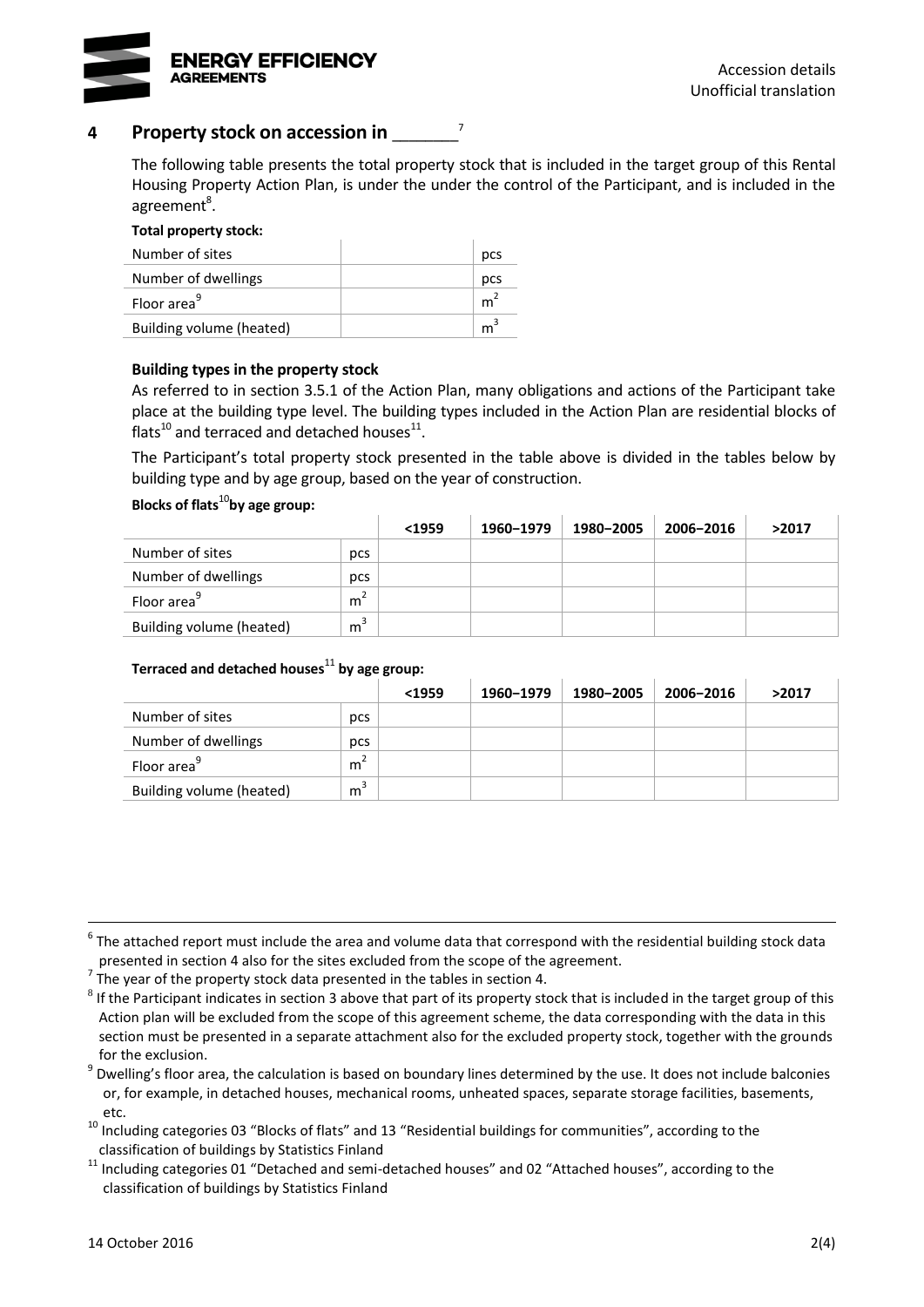## 4 Property stock on accession in _______[7]

The following table presents the total property stock that is included in the target group of this Rental Housing Property Action Plan, is under the under the control of the Participant, and is included in the agreement[8].

**Total property stock:**

| | | |
|---|---|---|
| Number of sites | | pcs |
| Number of dwellings | | pcs |
| Floor area[9] | | $m^2$ |
| Building volume (heated) | | $m^3$ |

**Building types in the property stock**

As referred to in section 3.5.1 of the Action Plan, many obligations and actions of the Participant take place at the building type level. The building types included in the Action Plan are residential blocks of flats[10] and terraced and detached houses[11].

The Participant's total property stock presented in the table above is divided in the tables below by building type and by age group, based on the year of construction.

**Blocks of flats[10] by age group:**

| | | <1959 | 1960–1979 | 1980–2005 | 2006–2016 | >2017 |
|---|---|---|---|---|---|---|
| Number of sites | pcs | | | | | |
| Number of dwellings | pcs | | | | | |
| Floor area[9] | $m^2$ | | | | | |
| Building volume (heated) | $m^3$ | | | | | |

**Terraced and detached houses[11] by age group:**

| | | <1959 | 1960–1979 | 1980–2005 | 2006–2016 | >2017 |
|---|---|---|---|---|---|---|
| Number of sites | pcs | | | | | |
| Number of dwellings | pcs | | | | | |
| Floor area[9] | $m^2$ | | | | | |
| Building volume (heated) | $m^3$ | | | | | |

---

[6] The attached report must include the area and volume data that correspond with the residential building stock data presented in section 4 also for the sites excluded from the scope of the agreement.

[7] The year of the property stock data presented in the tables in section 4.

[8] If the Participant indicates in section 3 above that part of its property stock that is included in the target group of this Action plan will be excluded from the scope of this agreement scheme, the data corresponding with the data in this section must be presented in a separate attachment also for the excluded property stock, together with the grounds for the exclusion.

[9] Dwelling's floor area, the calculation is based on boundary lines determined by the use. It does not include balconies or, for example, in detached houses, mechanical rooms, unheated spaces, separate storage facilities, basements, etc.

[10] Including categories 03 "Blocks of flats" and 13 "Residential buildings for communities", according to the classification of buildings by Statistics Finland

[11] Including categories 01 "Detached and semi-detached houses" and 02 "Attached houses", according to the classification of buildings by Statistics Finland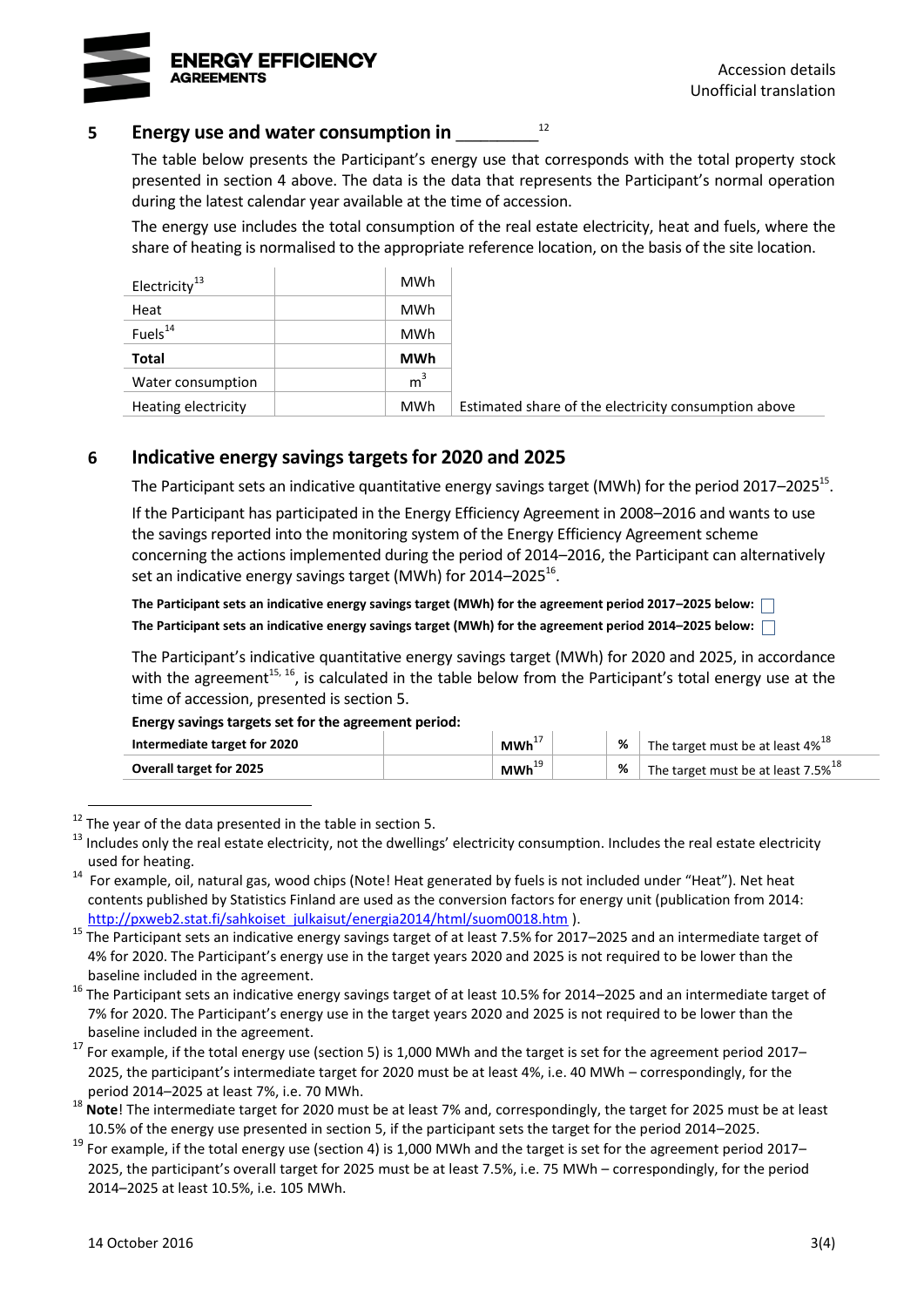## 5 Energy use and water consumption in ________[12]

The table below presents the Participant's energy use that corresponds with the total property stock presented in section 4 above. The data is the data that represents the Participant's normal operation during the latest calendar year available at the time of accession.

The energy use includes the total consumption of the real estate electricity, heat and fuels, where the share of heating is normalised to the appropriate reference location, on the basis of the site location.

| | | | |
|---|---|---|---|
| Electricity[13] | | MWh | |
| Heat | | MWh | |
| Fuels[14] | | MWh | |
| **Total** | | **MWh** | |
| Water consumption | | $m^3$ | |
| Heating electricity | | MWh | Estimated share of the electricity consumption above |

## 6 Indicative energy savings targets for 2020 and 2025

The Participant sets an indicative quantitative energy savings target (MWh) for the period 2017–2025[15].

If the Participant has participated in the Energy Efficiency Agreement in 2008–2016 and wants to use the savings reported into the monitoring system of the Energy Efficiency Agreement scheme concerning the actions implemented during the period of 2014–2016, the Participant can alternatively set an indicative energy savings target (MWh) for 2014–2025[16].

**The Participant sets an indicative energy savings target (MWh) for the agreement period 2017–2025 below:** ☐

**The Participant sets an indicative energy savings target (MWh) for the agreement period 2014–2025 below:** ☐

The Participant's indicative quantitative energy savings target (MWh) for 2020 and 2025, in accordance with the agreement[15, 16], is calculated in the table below from the Participant's total energy use at the time of accession, presented is section 5.

**Energy savings targets set for the agreement period:**

| | | | | | |
|---|---|---|---|---|---|
| **Intermediate target for 2020** | | **MWh**[17] | | **%** | The target must be at least 4%[18] |
| **Overall target for 2025** | | **MWh**[19] | | **%** | The target must be at least 7.5%[18] |

---

[12] The year of the data presented in the table in section 5.

[13] Includes only the real estate electricity, not the dwellings' electricity consumption. Includes the real estate electricity used for heating.

[14] For example, oil, natural gas, wood chips (Note! Heat generated by fuels is not included under "Heat"). Net heat contents published by Statistics Finland are used as the conversion factors for energy unit (publication from 2014: http://pxweb2.stat.fi/sahkoiset_julkaisut/energia2014/html/suom0018.htm ).

[15] The Participant sets an indicative energy savings target of at least 7.5% for 2017–2025 and an intermediate target of 4% for 2020. The Participant's energy use in the target years 2020 and 2025 is not required to be lower than the baseline included in the agreement.

[16] The Participant sets an indicative energy savings target of at least 10.5% for 2014–2025 and an intermediate target of 7% for 2020. The Participant's energy use in the target years 2020 and 2025 is not required to be lower than the baseline included in the agreement.

[17] For example, if the total energy use (section 5) is 1,000 MWh and the target is set for the agreement period 2017–2025, the participant's intermediate target for 2020 must be at least 4%, i.e. 40 MWh – correspondingly, for the period 2014–2025 at least 7%, i.e. 70 MWh.

[18] **Note**! The intermediate target for 2020 must be at least 7% and, correspondingly, the target for 2025 must be at least 10.5% of the energy use presented in section 5, if the participant sets the target for the period 2014–2025.

[19] For example, if the total energy use (section 4) is 1,000 MWh and the target is set for the agreement period 2017–2025, the participant's overall target for 2025 must be at least 7.5%, i.e. 75 MWh – correspondingly, for the period 2014–2025 at least 10.5%, i.e. 105 MWh.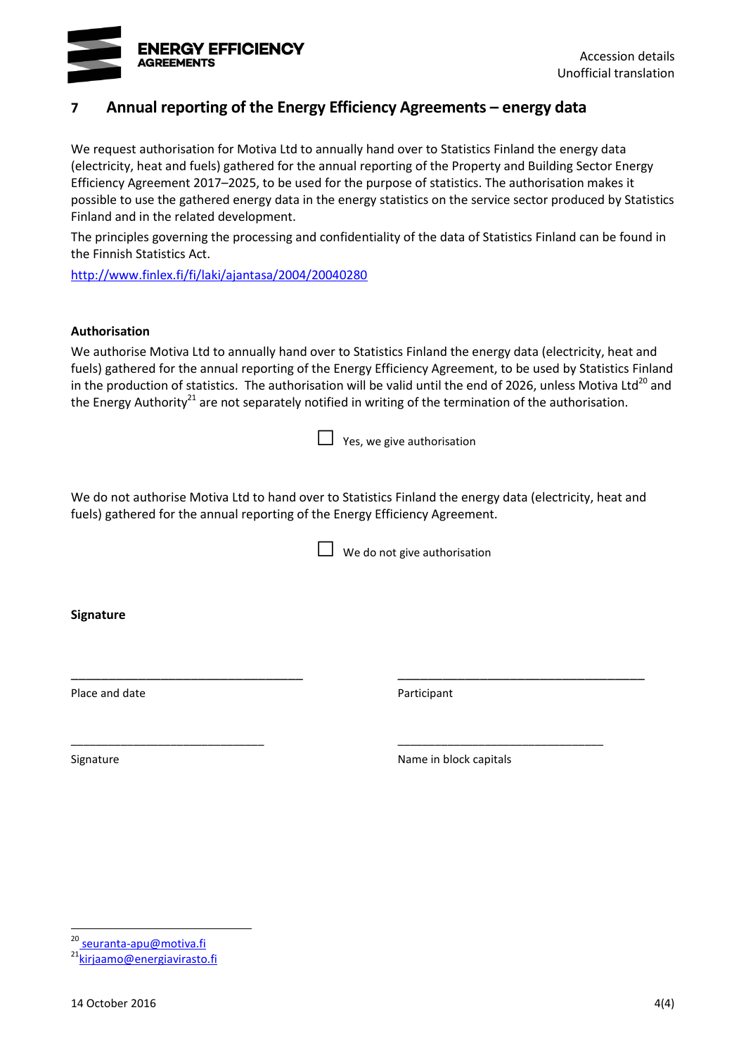## 7 Annual reporting of the Energy Efficiency Agreements – energy data

We request authorisation for Motiva Ltd to annually hand over to Statistics Finland the energy data (electricity, heat and fuels) gathered for the annual reporting of the Property and Building Sector Energy Efficiency Agreement 2017–2025, to be used for the purpose of statistics. The authorisation makes it possible to use the gathered energy data in the energy statistics on the service sector produced by Statistics Finland and in the related development.

The principles governing the processing and confidentiality of the data of Statistics Finland can be found in the Finnish Statistics Act.

http://www.finlex.fi/fi/laki/ajantasa/2004/20040280

**Authorisation**

We authorise Motiva Ltd to annually hand over to Statistics Finland the energy data (electricity, heat and fuels) gathered for the annual reporting of the Energy Efficiency Agreement, to be used by Statistics Finland in the production of statistics. The authorisation will be valid until the end of 2026, unless Motiva Ltd[20] and the Energy Authority[21] are not separately notified in writing of the termination of the authorisation.

☐ Yes, we give authorisation

We do not authorise Motiva Ltd to hand over to Statistics Finland the energy data (electricity, heat and fuels) gathered for the annual reporting of the Energy Efficiency Agreement.

☐ We do not give authorisation

**Signature**

| ____________________________________ | ____________________________________ |
|---|---|
| Place and date | Participant |
| ____________________________________ | ____________________________________ |
| Signature | Name in block capitals |

[20] seuranta-apu@motiva.fi
[21] kirjaamo@energiavirasto.fi

14 October 2016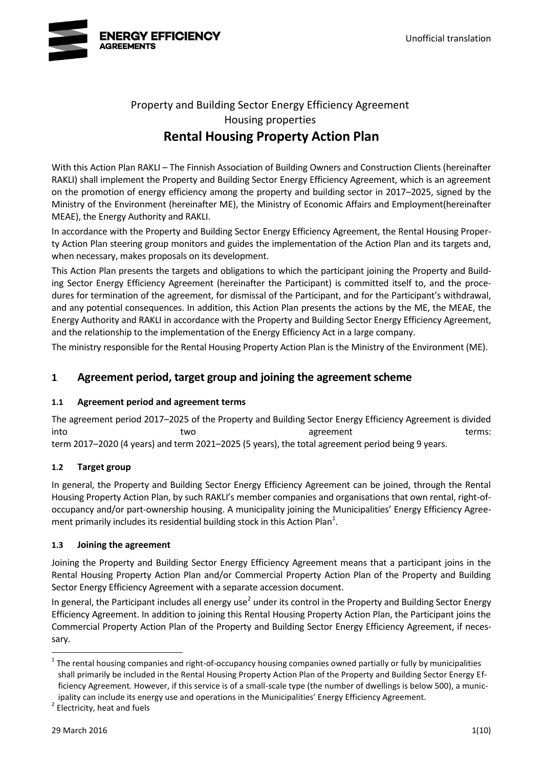Property and Building Sector Energy Efficiency Agreement
Housing properties

# Rental Housing Property Action Plan

With this Action Plan RAKLI – The Finnish Association of Building Owners and Construction Clients (hereinafter RAKLI) shall implement the Property and Building Sector Energy Efficiency Agreement, which is an agreement on the promotion of energy efficiency among the property and building sector in 2017–2025, signed by the Ministry of the Environment (hereinafter ME), the Ministry of Economic Affairs and Employment(hereinafter MEAE), the Energy Authority and RAKLI.

In accordance with the Property and Building Sector Energy Efficiency Agreement, the Rental Housing Property Action Plan steering group monitors and guides the implementation of the Action Plan and its targets and, when necessary, makes proposals on its development.

This Action Plan presents the targets and obligations to which the participant joining the Property and Building Sector Energy Efficiency Agreement (hereinafter the Participant) is committed itself to, and the procedures for termination of the agreement, for dismissal of the Participant, and for the Participant's withdrawal, and any potential consequences. In addition, this Action Plan presents the actions by the ME, the MEAE, the Energy Authority and RAKLI in accordance with the Property and Building Sector Energy Efficiency Agreement, and the relationship to the implementation of the Energy Efficiency Act in a large company.

The ministry responsible for the Rental Housing Property Action Plan is the Ministry of the Environment (ME).

## 1 Agreement period, target group and joining the agreement scheme

### 1.1 Agreement period and agreement terms

The agreement period 2017–2025 of the Property and Building Sector Energy Efficiency Agreement is divided into two agreement terms: term 2017–2020 (4 years) and term 2021–2025 (5 years), the total agreement period being 9 years.

### 1.2 Target group

In general, the Property and Building Sector Energy Efficiency Agreement can be joined, through the Rental Housing Property Action Plan, by such RAKLI's member companies and organisations that own rental, right-of-occupancy and/or part-ownership housing. A municipality joining the Municipalities' Energy Efficiency Agreement primarily includes its residential building stock in this Action Plan[1].

### 1.3 Joining the agreement

Joining the Property and Building Sector Energy Efficiency Agreement means that a participant joins in the Rental Housing Property Action Plan and/or Commercial Property Action Plan of the Property and Building Sector Energy Efficiency Agreement with a separate accession document.

In general, the Participant includes all energy use[2] under its control in the Property and Building Sector Energy Efficiency Agreement. In addition to joining this Rental Housing Property Action Plan, the Participant joins the Commercial Property Action Plan of the Property and Building Sector Energy Efficiency Agreement, if necessary.

[1] The rental housing companies and right-of-occupancy housing companies owned partially or fully by municipalities shall primarily be included in the Rental Housing Property Action Plan of the Property and Building Sector Energy Efficiency Agreement. However, if this service is of a small-scale type (the number of dwellings is below 500), a municipality can include its energy use and operations in the Municipalities' Energy Efficiency Agreement.

[2] Electricity, heat and fuels

29 March 2016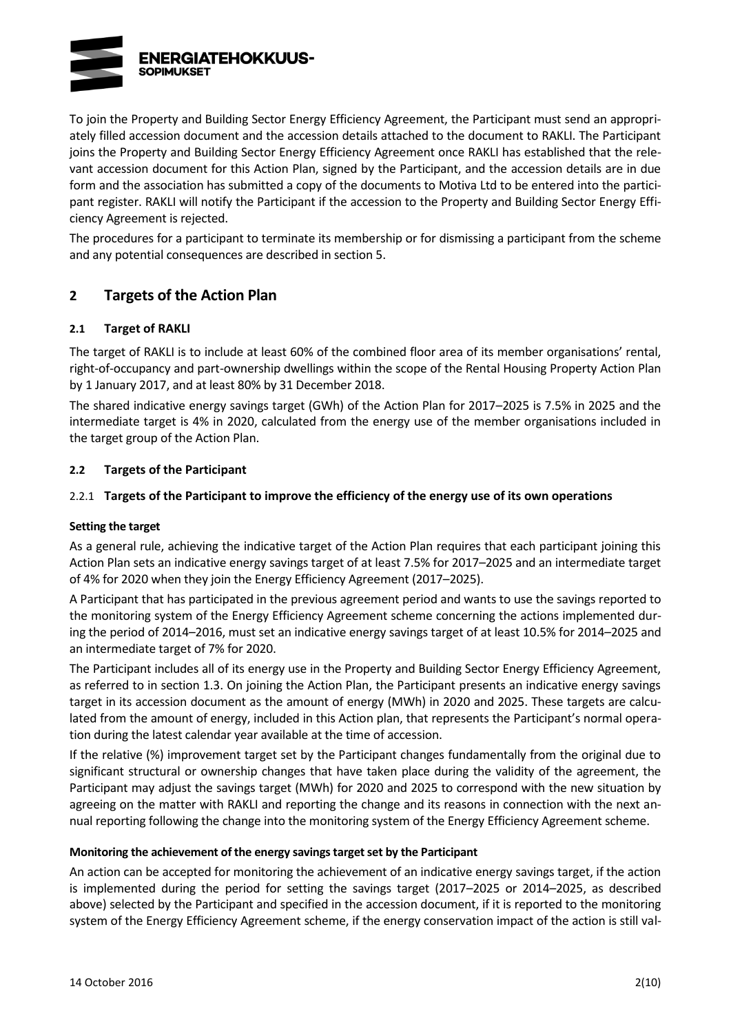To join the Property and Building Sector Energy Efficiency Agreement, the Participant must send an appropriately filled accession document and the accession details attached to the document to RAKLI. The Participant joins the Property and Building Sector Energy Efficiency Agreement once RAKLI has established that the relevant accession document for this Action Plan, signed by the Participant, and the accession details are in due form and the association has submitted a copy of the documents to Motiva Ltd to be entered into the participant register. RAKLI will notify the Participant if the accession to the Property and Building Sector Energy Efficiency Agreement is rejected.

The procedures for a participant to terminate its membership or for dismissing a participant from the scheme and any potential consequences are described in section 5.

## 2 Targets of the Action Plan

### 2.1 Target of RAKLI

The target of RAKLI is to include at least 60% of the combined floor area of its member organisations' rental, right-of-occupancy and part-ownership dwellings within the scope of the Rental Housing Property Action Plan by 1 January 2017, and at least 80% by 31 December 2018.

The shared indicative energy savings target (GWh) of the Action Plan for 2017–2025 is 7.5% in 2025 and the intermediate target is 4% in 2020, calculated from the energy use of the member organisations included in the target group of the Action Plan.

### 2.2 Targets of the Participant

#### 2.2.1 Targets of the Participant to improve the efficiency of the energy use of its own operations

**Setting the target**

As a general rule, achieving the indicative target of the Action Plan requires that each participant joining this Action Plan sets an indicative energy savings target of at least 7.5% for 2017–2025 and an intermediate target of 4% for 2020 when they join the Energy Efficiency Agreement (2017–2025).

A Participant that has participated in the previous agreement period and wants to use the savings reported to the monitoring system of the Energy Efficiency Agreement scheme concerning the actions implemented during the period of 2014–2016, must set an indicative energy savings target of at least 10.5% for 2014–2025 and an intermediate target of 7% for 2020.

The Participant includes all of its energy use in the Property and Building Sector Energy Efficiency Agreement, as referred to in section 1.3. On joining the Action Plan, the Participant presents an indicative energy savings target in its accession document as the amount of energy (MWh) in 2020 and 2025. These targets are calculated from the amount of energy, included in this Action plan, that represents the Participant's normal operation during the latest calendar year available at the time of accession.

If the relative (%) improvement target set by the Participant changes fundamentally from the original due to significant structural or ownership changes that have taken place during the validity of the agreement, the Participant may adjust the savings target (MWh) for 2020 and 2025 to correspond with the new situation by agreeing on the matter with RAKLI and reporting the change and its reasons in connection with the next annual reporting following the change into the monitoring system of the Energy Efficiency Agreement scheme.

**Monitoring the achievement of the energy savings target set by the Participant**

An action can be accepted for monitoring the achievement of an indicative energy savings target, if the action is implemented during the period for setting the savings target (2017–2025 or 2014–2025, as described above) selected by the Participant and specified in the accession document, if it is reported to the monitoring system of the Energy Efficiency Agreement scheme, if the energy conservation impact of the action is still val-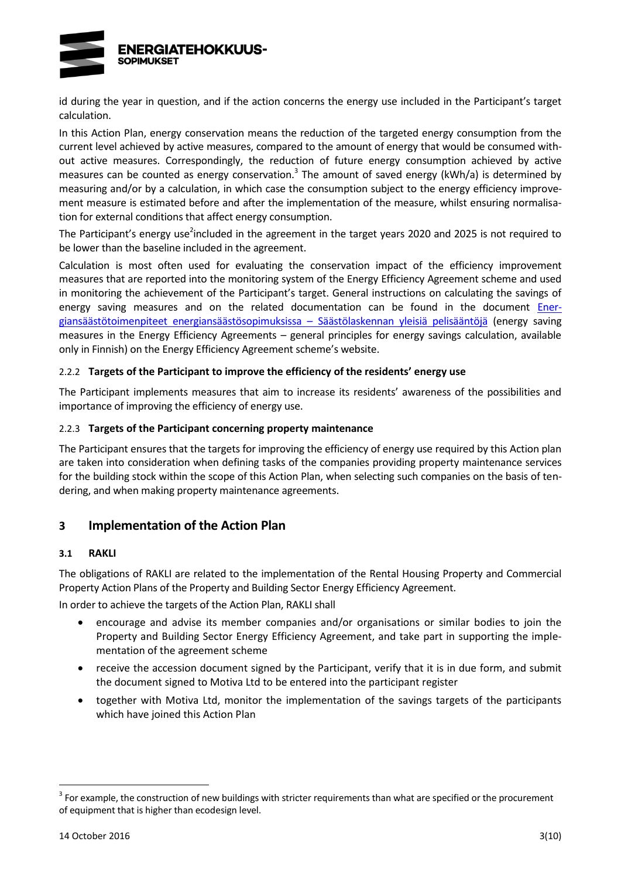id during the year in question, and if the action concerns the energy use included in the Participant's target calculation.

In this Action Plan, energy conservation means the reduction of the targeted energy consumption from the current level achieved by active measures, compared to the amount of energy that would be consumed without active measures. Correspondingly, the reduction of future energy consumption achieved by active measures can be counted as energy conservation.[3] The amount of saved energy (kWh/a) is determined by measuring and/or by a calculation, in which case the consumption subject to the energy efficiency improvement measure is estimated before and after the implementation of the measure, whilst ensuring normalisation for external conditions that affect energy consumption.

The Participant's energy use[2] included in the agreement in the target years 2020 and 2025 is not required to be lower than the baseline included in the agreement.

Calculation is most often used for evaluating the conservation impact of the efficiency improvement measures that are reported into the monitoring system of the Energy Efficiency Agreement scheme and used in monitoring the achievement of the Participant's target. General instructions on calculating the savings of energy saving measures and on the related documentation can be found in the document Energiansäästötoimenpiteet energiansäästösopimuksissa – Säästölaskennan yleisiä pelisääntöjä (energy saving measures in the Energy Efficiency Agreements – general principles for energy savings calculation, available only in Finnish) on the Energy Efficiency Agreement scheme's website.

#### 2.2.2 Targets of the Participant to improve the efficiency of the residents' energy use

The Participant implements measures that aim to increase its residents' awareness of the possibilities and importance of improving the efficiency of energy use.

#### 2.2.3 Targets of the Participant concerning property maintenance

The Participant ensures that the targets for improving the efficiency of energy use required by this Action plan are taken into consideration when defining tasks of the companies providing property maintenance services for the building stock within the scope of this Action Plan, when selecting such companies on the basis of tendering, and when making property maintenance agreements.

## 3 Implementation of the Action Plan

### 3.1 RAKLI

The obligations of RAKLI are related to the implementation of the Rental Housing Property and Commercial Property Action Plans of the Property and Building Sector Energy Efficiency Agreement.

In order to achieve the targets of the Action Plan, RAKLI shall

- encourage and advise its member companies and/or organisations or similar bodies to join the Property and Building Sector Energy Efficiency Agreement, and take part in supporting the implementation of the agreement scheme
- receive the accession document signed by the Participant, verify that it is in due form, and submit the document signed to Motiva Ltd to be entered into the participant register
- together with Motiva Ltd, monitor the implementation of the savings targets of the participants which have joined this Action Plan

---

[3] For example, the construction of new buildings with stricter requirements than what are specified or the procurement of equipment that is higher than ecodesign level.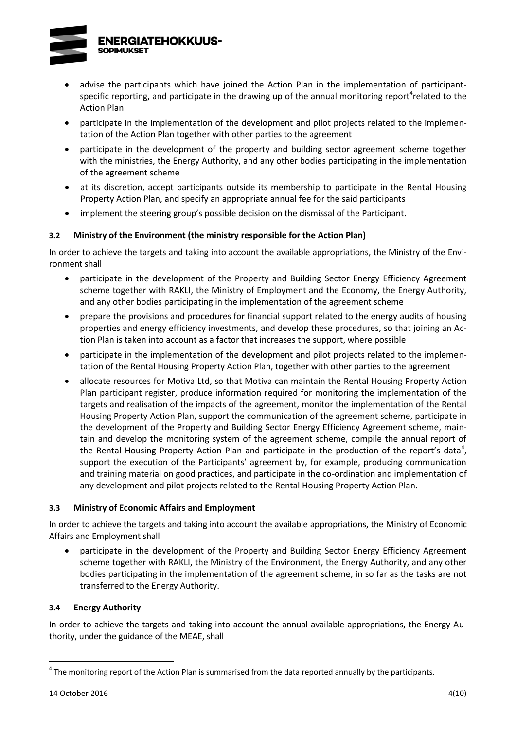- advise the participants which have joined the Action Plan in the implementation of participant-specific reporting, and participate in the drawing up of the annual monitoring report[4] related to the Action Plan
- participate in the implementation of the development and pilot projects related to the implementation of the Action Plan together with other parties to the agreement
- participate in the development of the property and building sector agreement scheme together with the ministries, the Energy Authority, and any other bodies participating in the implementation of the agreement scheme
- at its discretion, accept participants outside its membership to participate in the Rental Housing Property Action Plan, and specify an appropriate annual fee for the said participants
- implement the steering group's possible decision on the dismissal of the Participant.

### 3.2 Ministry of the Environment (the ministry responsible for the Action Plan)

In order to achieve the targets and taking into account the available appropriations, the Ministry of the Environment shall

- participate in the development of the Property and Building Sector Energy Efficiency Agreement scheme together with RAKLI, the Ministry of Employment and the Economy, the Energy Authority, and any other bodies participating in the implementation of the agreement scheme
- prepare the provisions and procedures for financial support related to the energy audits of housing properties and energy efficiency investments, and develop these procedures, so that joining an Action Plan is taken into account as a factor that increases the support, where possible
- participate in the implementation of the development and pilot projects related to the implementation of the Rental Housing Property Action Plan, together with other parties to the agreement
- allocate resources for Motiva Ltd, so that Motiva can maintain the Rental Housing Property Action Plan participant register, produce information required for monitoring the implementation of the targets and realisation of the impacts of the agreement, monitor the implementation of the Rental Housing Property Action Plan, support the communication of the agreement scheme, participate in the development of the Property and Building Sector Energy Efficiency Agreement scheme, maintain and develop the monitoring system of the agreement scheme, compile the annual report of the Rental Housing Property Action Plan and participate in the production of the report's data[4], support the execution of the Participants' agreement by, for example, producing communication and training material on good practices, and participate in the co-ordination and implementation of any development and pilot projects related to the Rental Housing Property Action Plan.

### 3.3 Ministry of Economic Affairs and Employment

In order to achieve the targets and taking into account the available appropriations, the Ministry of Economic Affairs and Employment shall

- participate in the development of the Property and Building Sector Energy Efficiency Agreement scheme together with RAKLI, the Ministry of the Environment, the Energy Authority, and any other bodies participating in the implementation of the agreement scheme, in so far as the tasks are not transferred to the Energy Authority.

### 3.4 Energy Authority

In order to achieve the targets and taking into account the annual available appropriations, the Energy Authority, under the guidance of the MEAE, shall

[4] The monitoring report of the Action Plan is summarised from the data reported annually by the participants.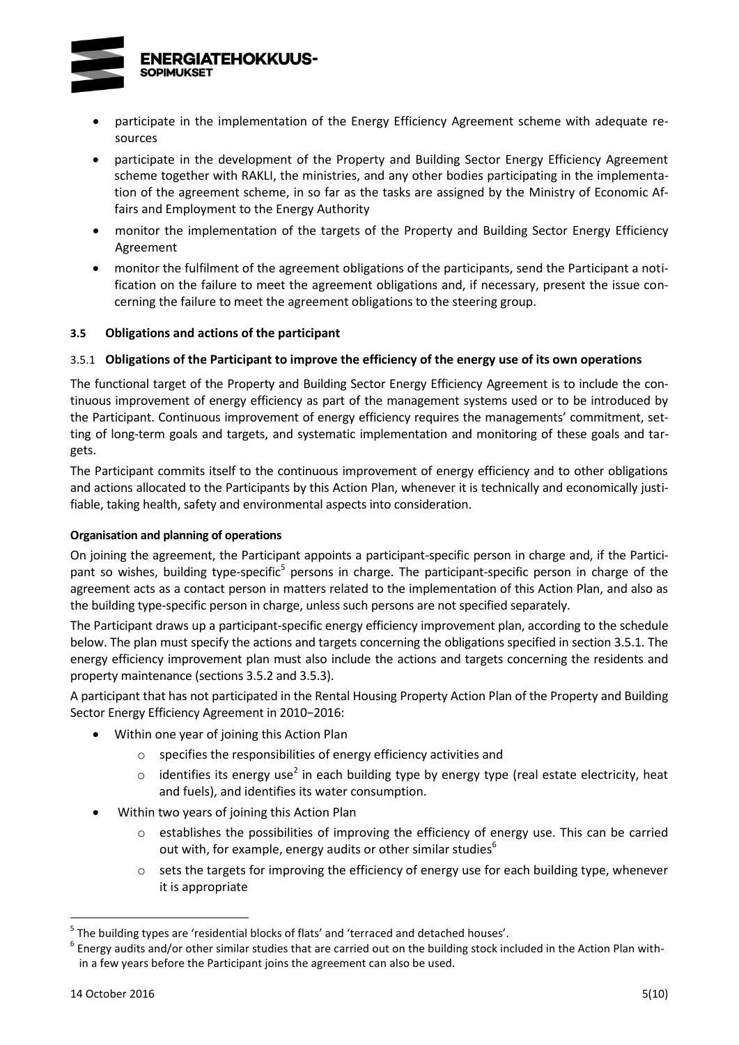- participate in the implementation of the Energy Efficiency Agreement scheme with adequate resources
- participate in the development of the Property and Building Sector Energy Efficiency Agreement scheme together with RAKLI, the ministries, and any other bodies participating in the implementation of the agreement scheme, in so far as the tasks are assigned by the Ministry of Economic Affairs and Employment to the Energy Authority
- monitor the implementation of the targets of the Property and Building Sector Energy Efficiency Agreement
- monitor the fulfilment of the agreement obligations of the participants, send the Participant a notification on the failure to meet the agreement obligations and, if necessary, present the issue concerning the failure to meet the agreement obligations to the steering group.

### 3.5 Obligations and actions of the participant

#### 3.5.1 Obligations of the Participant to improve the efficiency of the energy use of its own operations

The functional target of the Property and Building Sector Energy Efficiency Agreement is to include the continuous improvement of energy efficiency as part of the management systems used or to be introduced by the Participant. Continuous improvement of energy efficiency requires the managements' commitment, setting of long-term goals and targets, and systematic implementation and monitoring of these goals and targets.

The Participant commits itself to the continuous improvement of energy efficiency and to other obligations and actions allocated to the Participants by this Action Plan, whenever it is technically and economically justifiable, taking health, safety and environmental aspects into consideration.

**Organisation and planning of operations**

On joining the agreement, the Participant appoints a participant-specific person in charge and, if the Participant so wishes, building type-specific[5] persons in charge. The participant-specific person in charge of the agreement acts as a contact person in matters related to the implementation of this Action Plan, and also as the building type-specific person in charge, unless such persons are not specified separately.

The Participant draws up a participant-specific energy efficiency improvement plan, according to the schedule below. The plan must specify the actions and targets concerning the obligations specified in section 3.5.1. The energy efficiency improvement plan must also include the actions and targets concerning the residents and property maintenance (sections 3.5.2 and 3.5.3).

A participant that has not participated in the Rental Housing Property Action Plan of the Property and Building Sector Energy Efficiency Agreement in 2010−2016:

- Within one year of joining this Action Plan
  - specifies the responsibilities of energy efficiency activities and
  - identifies its energy use[2] in each building type by energy type (real estate electricity, heat and fuels), and identifies its water consumption.
- Within two years of joining this Action Plan
  - establishes the possibilities of improving the efficiency of energy use. This can be carried out with, for example, energy audits or other similar studies[6]
  - sets the targets for improving the efficiency of energy use for each building type, whenever it is appropriate

---

[5] The building types are 'residential blocks of flats' and 'terraced and detached houses'.

[6] Energy audits and/or other similar studies that are carried out on the building stock included in the Action Plan within a few years before the Participant joins the agreement can also be used.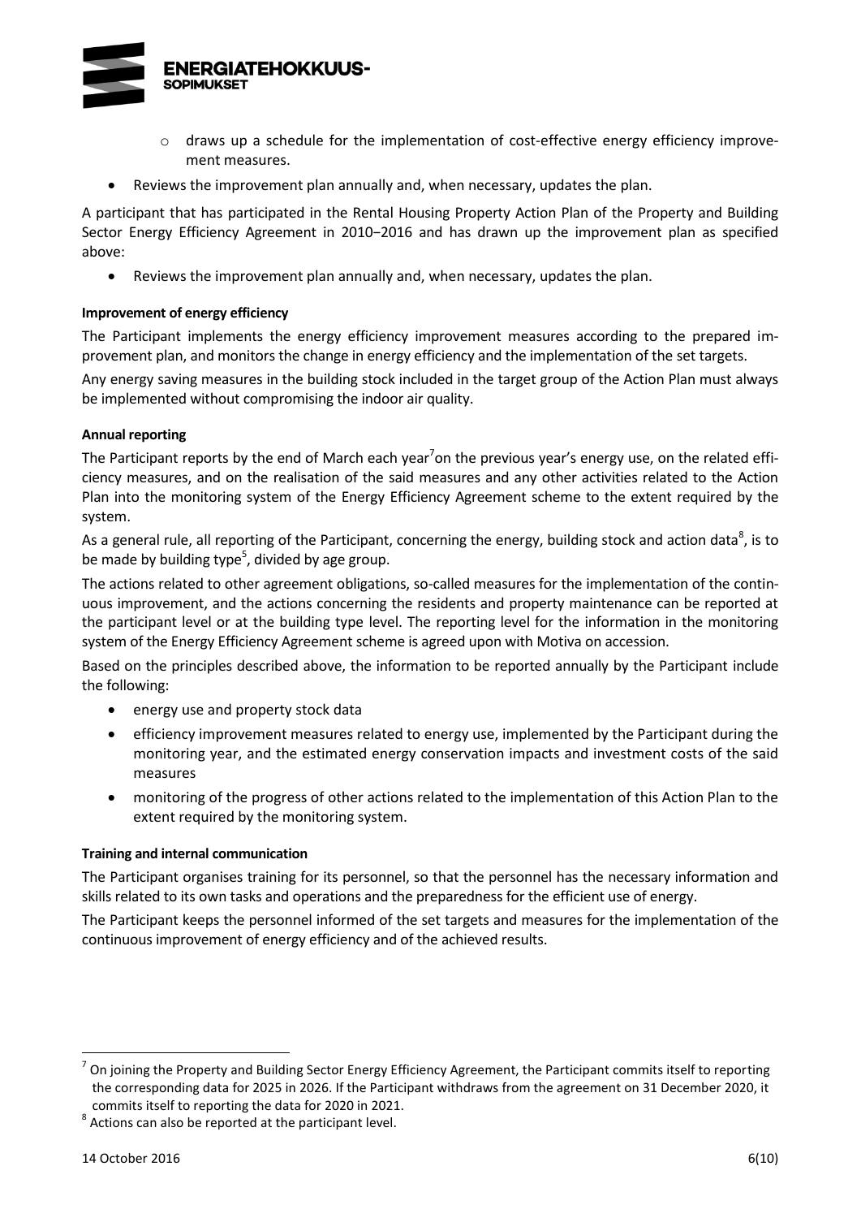- draws up a schedule for the implementation of cost-effective energy efficiency improvement measures.
- Reviews the improvement plan annually and, when necessary, updates the plan.

A participant that has participated in the Rental Housing Property Action Plan of the Property and Building Sector Energy Efficiency Agreement in 2010−2016 and has drawn up the improvement plan as specified above:

- Reviews the improvement plan annually and, when necessary, updates the plan.

**Improvement of energy efficiency**

The Participant implements the energy efficiency improvement measures according to the prepared improvement plan, and monitors the change in energy efficiency and the implementation of the set targets.

Any energy saving measures in the building stock included in the target group of the Action Plan must always be implemented without compromising the indoor air quality.

**Annual reporting**

The Participant reports by the end of March each year[7] on the previous year's energy use, on the related efficiency measures, and on the realisation of the said measures and any other activities related to the Action Plan into the monitoring system of the Energy Efficiency Agreement scheme to the extent required by the system.

As a general rule, all reporting of the Participant, concerning the energy, building stock and action data[8], is to be made by building type[5], divided by age group.

The actions related to other agreement obligations, so-called measures for the implementation of the continuous improvement, and the actions concerning the residents and property maintenance can be reported at the participant level or at the building type level. The reporting level for the information in the monitoring system of the Energy Efficiency Agreement scheme is agreed upon with Motiva on accession.

Based on the principles described above, the information to be reported annually by the Participant include the following:

- energy use and property stock data
- efficiency improvement measures related to energy use, implemented by the Participant during the monitoring year, and the estimated energy conservation impacts and investment costs of the said measures
- monitoring of the progress of other actions related to the implementation of this Action Plan to the extent required by the monitoring system.

**Training and internal communication**

The Participant organises training for its personnel, so that the personnel has the necessary information and skills related to its own tasks and operations and the preparedness for the efficient use of energy.

The Participant keeps the personnel informed of the set targets and measures for the implementation of the continuous improvement of energy efficiency and of the achieved results.

---

[7] On joining the Property and Building Sector Energy Efficiency Agreement, the Participant commits itself to reporting the corresponding data for 2025 in 2026. If the Participant withdraws from the agreement on 31 December 2020, it commits itself to reporting the data for 2020 in 2021.

[8] Actions can also be reported at the participant level.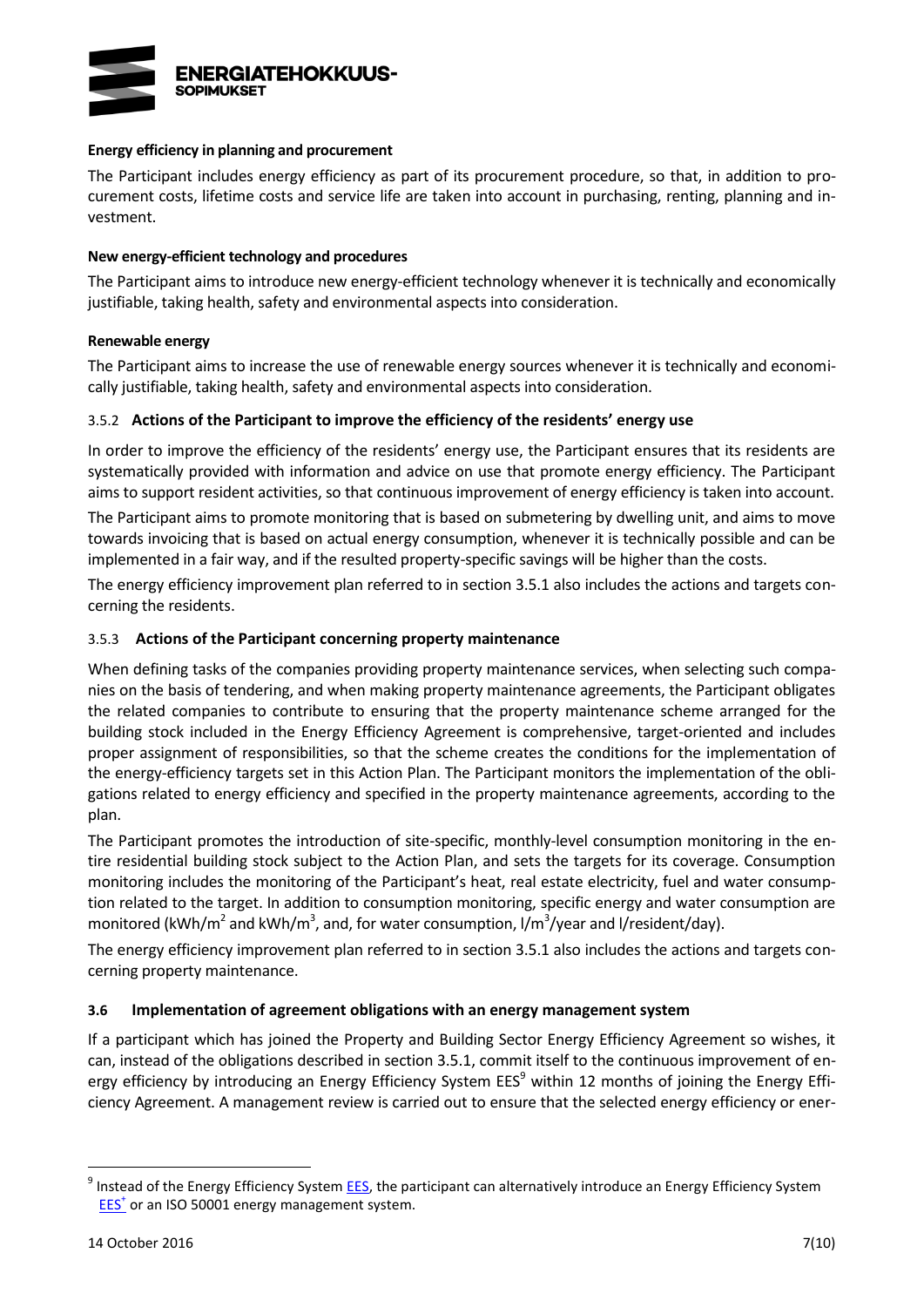**Energy efficiency in planning and procurement**

The Participant includes energy efficiency as part of its procurement procedure, so that, in addition to procurement costs, lifetime costs and service life are taken into account in purchasing, renting, planning and investment.

**New energy-efficient technology and procedures**

The Participant aims to introduce new energy-efficient technology whenever it is technically and economically justifiable, taking health, safety and environmental aspects into consideration.

**Renewable energy**

The Participant aims to increase the use of renewable energy sources whenever it is technically and economically justifiable, taking health, safety and environmental aspects into consideration.

### 3.5.2 Actions of the Participant to improve the efficiency of the residents' energy use

In order to improve the efficiency of the residents' energy use, the Participant ensures that its residents are systematically provided with information and advice on use that promote energy efficiency. The Participant aims to support resident activities, so that continuous improvement of energy efficiency is taken into account.

The Participant aims to promote monitoring that is based on submetering by dwelling unit, and aims to move towards invoicing that is based on actual energy consumption, whenever it is technically possible and can be implemented in a fair way, and if the resulted property-specific savings will be higher than the costs.

The energy efficiency improvement plan referred to in section 3.5.1 also includes the actions and targets concerning the residents.

### 3.5.3 Actions of the Participant concerning property maintenance

When defining tasks of the companies providing property maintenance services, when selecting such companies on the basis of tendering, and when making property maintenance agreements, the Participant obligates the related companies to contribute to ensuring that the property maintenance scheme arranged for the building stock included in the Energy Efficiency Agreement is comprehensive, target-oriented and includes proper assignment of responsibilities, so that the scheme creates the conditions for the implementation of the energy-efficiency targets set in this Action Plan. The Participant monitors the implementation of the obligations related to energy efficiency and specified in the property maintenance agreements, according to the plan.

The Participant promotes the introduction of site-specific, monthly-level consumption monitoring in the entire residential building stock subject to the Action Plan, and sets the targets for its coverage. Consumption monitoring includes the monitoring of the Participant's heat, real estate electricity, fuel and water consumption related to the target. In addition to consumption monitoring, specific energy and water consumption are monitored (kWh/$m^2$ and kWh/$m^3$, and, for water consumption, l/$m^3$/year and l/resident/day).

The energy efficiency improvement plan referred to in section 3.5.1 also includes the actions and targets concerning property maintenance.

## 3.6 Implementation of agreement obligations with an energy management system

If a participant which has joined the Property and Building Sector Energy Efficiency Agreement so wishes, it can, instead of the obligations described in section 3.5.1, commit itself to the continuous improvement of energy efficiency by introducing an Energy Efficiency System EES[9] within 12 months of joining the Energy Efficiency Agreement. A management review is carried out to ensure that the selected energy efficiency or ener-

[9] Instead of the Energy Efficiency System EES, the participant can alternatively introduce an Energy Efficiency System EES$^+$ or an ISO 50001 energy management system.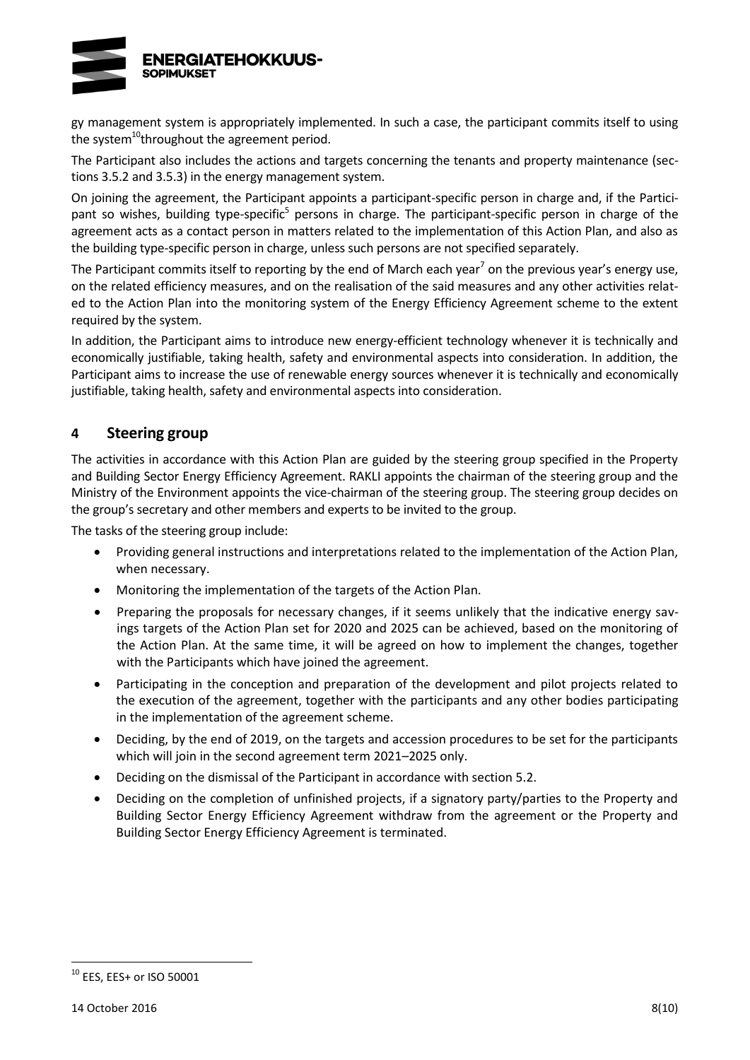gy management system is appropriately implemented. In such a case, the participant commits itself to using the system[10] throughout the agreement period.

The Participant also includes the actions and targets concerning the tenants and property maintenance (sections 3.5.2 and 3.5.3) in the energy management system.

On joining the agreement, the Participant appoints a participant-specific person in charge and, if the Participant so wishes, building type-specific[5] persons in charge. The participant-specific person in charge of the agreement acts as a contact person in matters related to the implementation of this Action Plan, and also as the building type-specific person in charge, unless such persons are not specified separately.

The Participant commits itself to reporting by the end of March each year[7] on the previous year's energy use, on the related efficiency measures, and on the realisation of the said measures and any other activities related to the Action Plan into the monitoring system of the Energy Efficiency Agreement scheme to the extent required by the system.

In addition, the Participant aims to introduce new energy-efficient technology whenever it is technically and economically justifiable, taking health, safety and environmental aspects into consideration. In addition, the Participant aims to increase the use of renewable energy sources whenever it is technically and economically justifiable, taking health, safety and environmental aspects into consideration.

## 4 Steering group

The activities in accordance with this Action Plan are guided by the steering group specified in the Property and Building Sector Energy Efficiency Agreement. RAKLI appoints the chairman of the steering group and the Ministry of the Environment appoints the vice-chairman of the steering group. The steering group decides on the group's secretary and other members and experts to be invited to the group.

The tasks of the steering group include:

- Providing general instructions and interpretations related to the implementation of the Action Plan, when necessary.
- Monitoring the implementation of the targets of the Action Plan.
- Preparing the proposals for necessary changes, if it seems unlikely that the indicative energy savings targets of the Action Plan set for 2020 and 2025 can be achieved, based on the monitoring of the Action Plan. At the same time, it will be agreed on how to implement the changes, together with the Participants which have joined the agreement.
- Participating in the conception and preparation of the development and pilot projects related to the execution of the agreement, together with the participants and any other bodies participating in the implementation of the agreement scheme.
- Deciding, by the end of 2019, on the targets and accession procedures to be set for the participants which will join in the second agreement term 2021–2025 only.
- Deciding on the dismissal of the Participant in accordance with section 5.2.
- Deciding on the completion of unfinished projects, if a signatory party/parties to the Property and Building Sector Energy Efficiency Agreement withdraw from the agreement or the Property and Building Sector Energy Efficiency Agreement is terminated.

---

[10] EES, EES+ or ISO 50001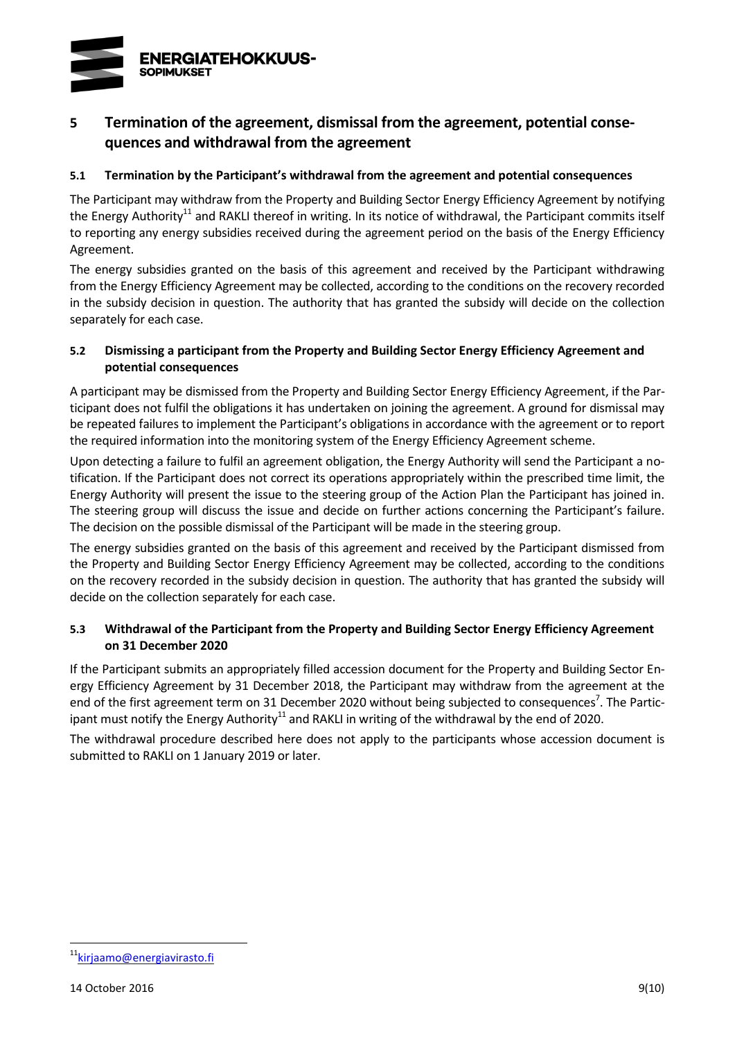# 5 Termination of the agreement, dismissal from the agreement, potential consequences and withdrawal from the agreement

## 5.1 Termination by the Participant's withdrawal from the agreement and potential consequences

The Participant may withdraw from the Property and Building Sector Energy Efficiency Agreement by notifying the Energy Authority[11] and RAKLI thereof in writing. In its notice of withdrawal, the Participant commits itself to reporting any energy subsidies received during the agreement period on the basis of the Energy Efficiency Agreement.

The energy subsidies granted on the basis of this agreement and received by the Participant withdrawing from the Energy Efficiency Agreement may be collected, according to the conditions on the recovery recorded in the subsidy decision in question. The authority that has granted the subsidy will decide on the collection separately for each case.

## 5.2 Dismissing a participant from the Property and Building Sector Energy Efficiency Agreement and potential consequences

A participant may be dismissed from the Property and Building Sector Energy Efficiency Agreement, if the Participant does not fulfil the obligations it has undertaken on joining the agreement. A ground for dismissal may be repeated failures to implement the Participant's obligations in accordance with the agreement or to report the required information into the monitoring system of the Energy Efficiency Agreement scheme.

Upon detecting a failure to fulfil an agreement obligation, the Energy Authority will send the Participant a notification. If the Participant does not correct its operations appropriately within the prescribed time limit, the Energy Authority will present the issue to the steering group of the Action Plan the Participant has joined in. The steering group will discuss the issue and decide on further actions concerning the Participant's failure. The decision on the possible dismissal of the Participant will be made in the steering group.

The energy subsidies granted on the basis of this agreement and received by the Participant dismissed from the Property and Building Sector Energy Efficiency Agreement may be collected, according to the conditions on the recovery recorded in the subsidy decision in question. The authority that has granted the subsidy will decide on the collection separately for each case.

## 5.3 Withdrawal of the Participant from the Property and Building Sector Energy Efficiency Agreement on 31 December 2020

If the Participant submits an appropriately filled accession document for the Property and Building Sector Energy Efficiency Agreement by 31 December 2018, the Participant may withdraw from the agreement at the end of the first agreement term on 31 December 2020 without being subjected to consequences[7]. The Participant must notify the Energy Authority[11] and RAKLI in writing of the withdrawal by the end of 2020.

The withdrawal procedure described here does not apply to the participants whose accession document is submitted to RAKLI on 1 January 2019 or later.

---

[11] kirjaamo@energiavirasto.fi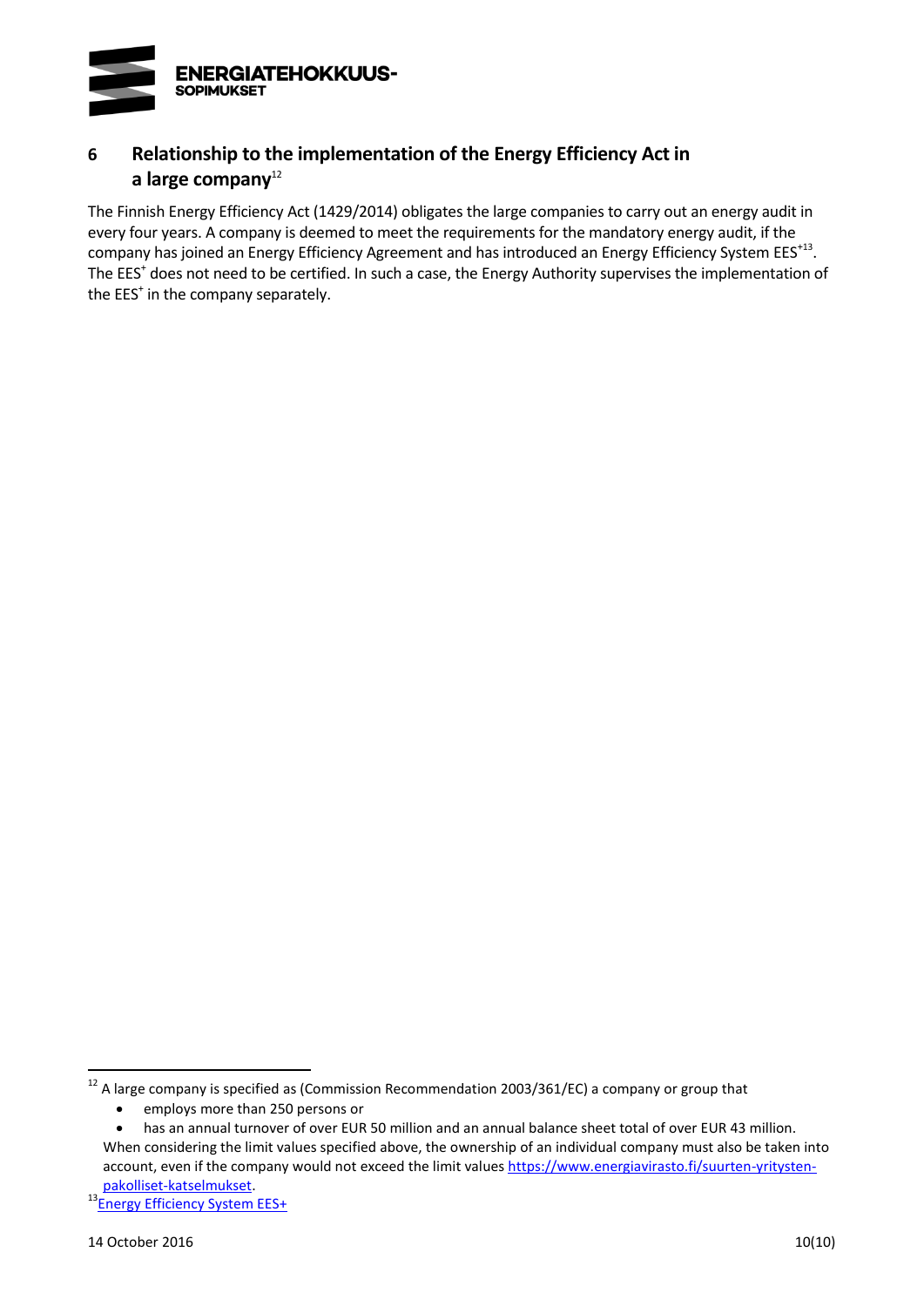## 6 Relationship to the implementation of the Energy Efficiency Act in a large company[12]

The Finnish Energy Efficiency Act (1429/2014) obligates the large companies to carry out an energy audit in every four years. A company is deemed to meet the requirements for the mandatory energy audit, if the company has joined an Energy Efficiency Agreement and has introduced an Energy Efficiency System EES+[13]. The EES+ does not need to be certified. In such a case, the Energy Authority supervises the implementation of the EES+ in the company separately.

---

[12] A large company is specified as (Commission Recommendation 2003/361/EC) a company or group that

- employs more than 250 persons or
- has an annual turnover of over EUR 50 million and an annual balance sheet total of over EUR 43 million.

When considering the limit values specified above, the ownership of an individual company must also be taken into account, even if the company would not exceed the limit values https://www.energiavirasto.fi/suurten-yritysten-pakolliset-katselmukset.

[13] Energy Efficiency System EES+